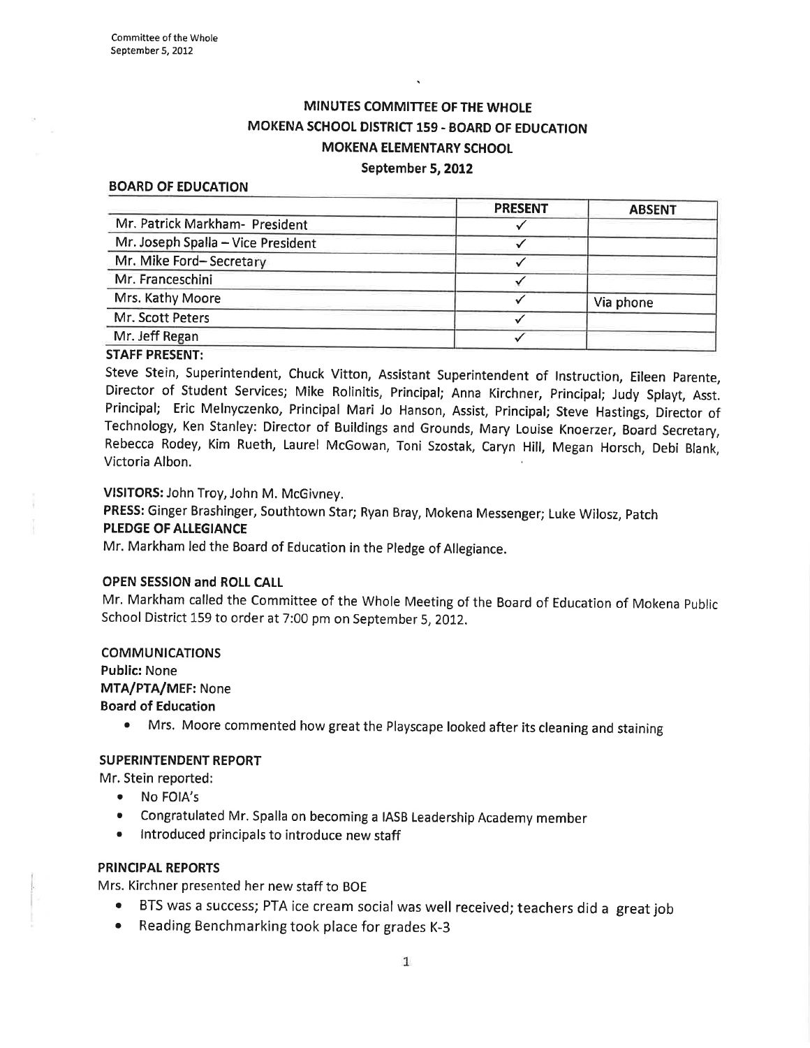# MINUTES COMMITTEE OF THE WHOLE
# MOKENA SCHOOL DISTRICT 159 - BOARD OF EDUCATION
# MOKENA ELEMENTARY SCHOOL
## September 5, 2012

### BOARD OF EDUCATION

| | PRESENT | ABSENT |
|---|---|---|
| Mr. Patrick Markham- President | ✓ | |
| Mr. Joseph Spalla – Vice President | ✓ | |
| Mr. Mike Ford– Secretary | ✓ | |
| Mr. Franceschini | ✓ | |
| Mrs. Kathy Moore | ✓ | Via phone |
| Mr. Scott Peters | ✓ | |
| Mr. Jeff Regan | ✓ | |

**STAFF PRESENT:**

Steve Stein, Superintendent, Chuck Vitton, Assistant Superintendent of Instruction, Eileen Parente, Director of Student Services; Mike Rolinitis, Principal; Anna Kirchner, Principal; Judy Splayt, Asst. Principal; Eric Melnyczenko, Principal Mari Jo Hanson, Assist, Principal; Steve Hastings, Director of Technology, Ken Stanley: Director of Buildings and Grounds, Mary Louise Knoerzer, Board Secretary, Rebecca Rodey, Kim Rueth, Laurel McGowan, Toni Szostak, Caryn Hill, Megan Horsch, Debi Blank, Victoria Albon.

**VISITORS:** John Troy, John M. McGivney.

**PRESS:** Ginger Brashinger, Southtown Star; Ryan Bray, Mokena Messenger; Luke Wilosz, Patch

**PLEDGE OF ALLEGIANCE**

Mr. Markham led the Board of Education in the Pledge of Allegiance.

**OPEN SESSION and ROLL CALL**

Mr. Markham called the Committee of the Whole Meeting of the Board of Education of Mokena Public School District 159 to order at 7:00 pm on September 5, 2012.

**COMMUNICATIONS**

**Public:** None

**MTA/PTA/MEF:** None

**Board of Education**

- Mrs. Moore commented how great the Playscape looked after its cleaning and staining

**SUPERINTENDENT REPORT**

Mr. Stein reported:

- No FOIA's
- Congratulated Mr. Spalla on becoming a IASB Leadership Academy member
- Introduced principals to introduce new staff

**PRINCIPAL REPORTS**

Mrs. Kirchner presented her new staff to BOE

- BTS was a success; PTA ice cream social was well received; teachers did a great job
- Reading Benchmarking took place for grades K-3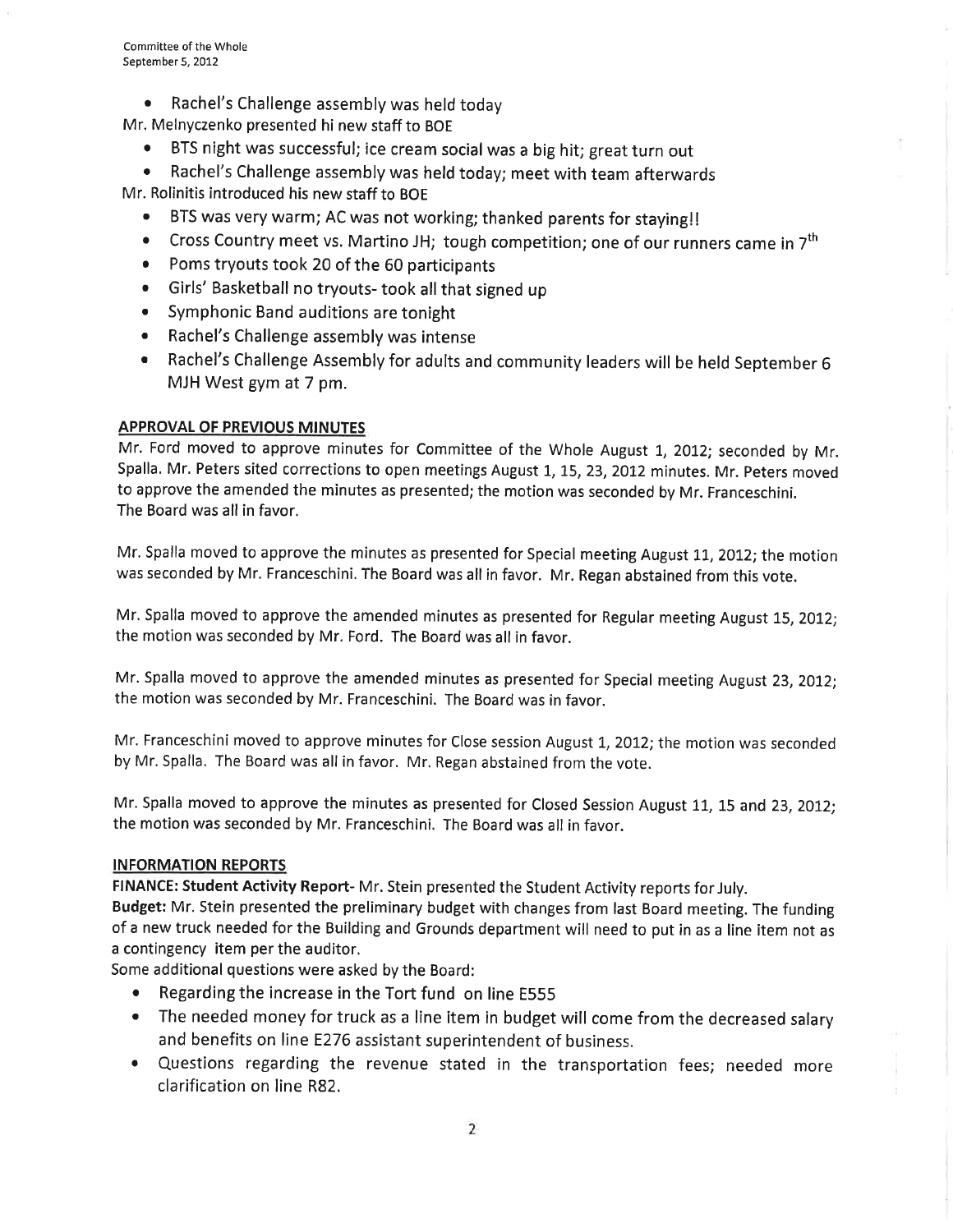- Rachel's Challenge assembly was held today

Mr. Melnyczenko presented hi new staff to BOE

- BTS night was successful; ice cream social was a big hit; great turn out
- Rachel's Challenge assembly was held today; meet with team afterwards

Mr. Rolinitis introduced his new staff to BOE

- BTS was very warm; AC was not working; thanked parents for staying!!
- Cross Country meet vs. Martino JH; tough competition; one of our runners came in 7th
- Poms tryouts took 20 of the 60 participants
- Girls' Basketball no tryouts- took all that signed up
- Symphonic Band auditions are tonight
- Rachel's Challenge assembly was intense
- Rachel's Challenge Assembly for adults and community leaders will be held September 6 MJH West gym at 7 pm.

## APPROVAL OF PREVIOUS MINUTES

Mr. Ford moved to approve minutes for Committee of the Whole August 1, 2012; seconded by Mr. Spalla. Mr. Peters sited corrections to open meetings August 1, 15, 23, 2012 minutes. Mr. Peters moved to approve the amended the minutes as presented; the motion was seconded by Mr. Franceschini. The Board was all in favor.

Mr. Spalla moved to approve the minutes as presented for Special meeting August 11, 2012; the motion was seconded by Mr. Franceschini. The Board was all in favor. Mr. Regan abstained from this vote.

Mr. Spalla moved to approve the amended minutes as presented for Regular meeting August 15, 2012; the motion was seconded by Mr. Ford. The Board was all in favor.

Mr. Spalla moved to approve the amended minutes as presented for Special meeting August 23, 2012; the motion was seconded by Mr. Franceschini. The Board was in favor.

Mr. Franceschini moved to approve minutes for Close session August 1, 2012; the motion was seconded by Mr. Spalla. The Board was all in favor. Mr. Regan abstained from the vote.

Mr. Spalla moved to approve the minutes as presented for Closed Session August 11, 15 and 23, 2012; the motion was seconded by Mr. Franceschini. The Board was all in favor.

## INFORMATION REPORTS

**FINANCE: Student Activity Report**- Mr. Stein presented the Student Activity reports for July.

**Budget:** Mr. Stein presented the preliminary budget with changes from last Board meeting. The funding of a new truck needed for the Building and Grounds department will need to put in as a line item not as a contingency item per the auditor.

Some additional questions were asked by the Board:

- Regarding the increase in the Tort fund on line E555
- The needed money for truck as a line item in budget will come from the decreased salary and benefits on line E276 assistant superintendent of business.
- Questions regarding the revenue stated in the transportation fees; needed more clarification on line R82.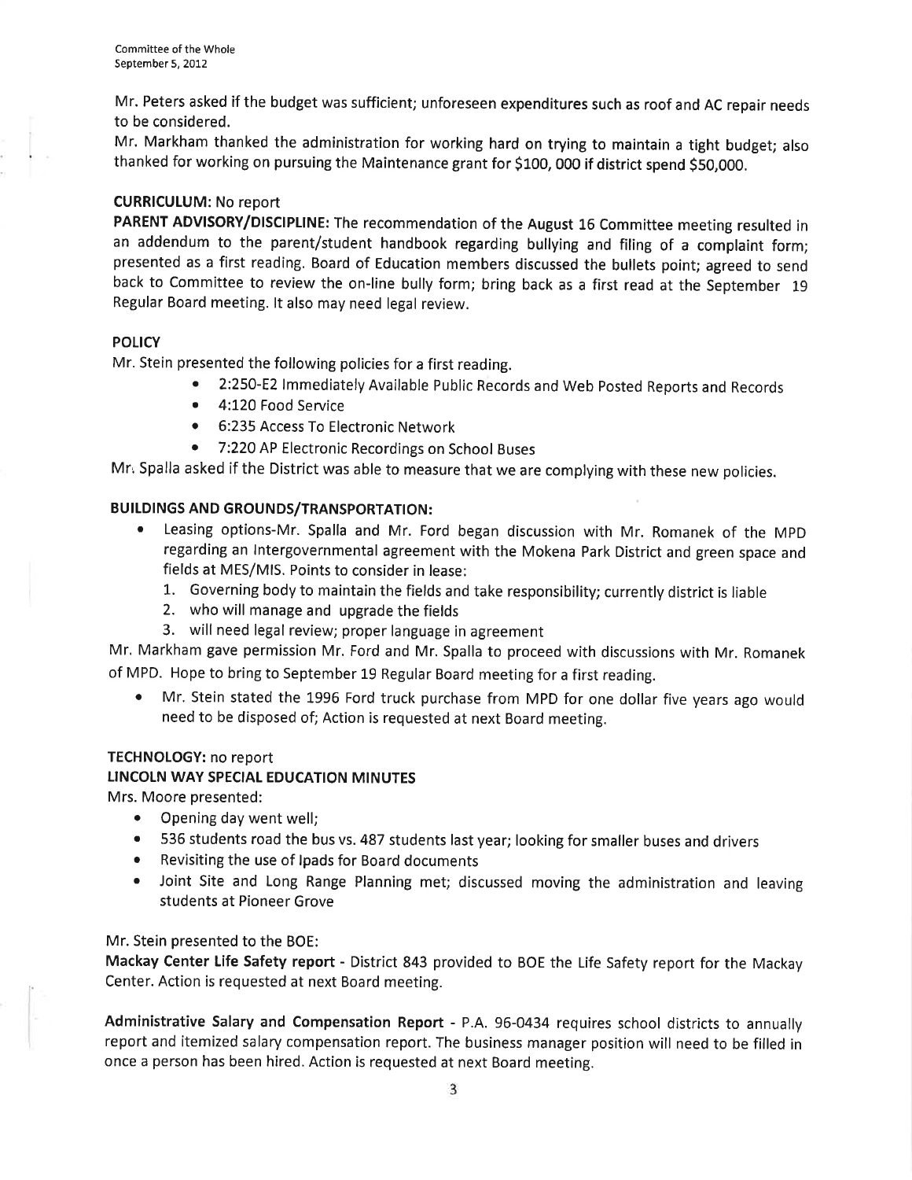Mr. Peters asked if the budget was sufficient; unforeseen expenditures such as roof and AC repair needs to be considered.

Mr. Markham thanked the administration for working hard on trying to maintain a tight budget; also thanked for working on pursuing the Maintenance grant for $100, 000 if district spend $50,000.

**CURRICULUM:** No report

**PARENT ADVISORY/DISCIPLINE:** The recommendation of the August 16 Committee meeting resulted in an addendum to the parent/student handbook regarding bullying and filing of a complaint form; presented as a first reading. Board of Education members discussed the bullets point; agreed to send back to Committee to review the on-line bully form; bring back as a first read at the September 19 Regular Board meeting. It also may need legal review.

**POLICY**

Mr. Stein presented the following policies for a first reading.

- 2:250-E2 Immediately Available Public Records and Web Posted Reports and Records
- 4:120 Food Service
- 6:235 Access To Electronic Network
- 7:220 AP Electronic Recordings on School Buses

Mr. Spalla asked if the District was able to measure that we are complying with these new policies.

**BUILDINGS AND GROUNDS/TRANSPORTATION:**

- Leasing options-Mr. Spalla and Mr. Ford began discussion with Mr. Romanek of the MPD regarding an Intergovernmental agreement with the Mokena Park District and green space and fields at MES/MIS. Points to consider in lease:
  1. Governing body to maintain the fields and take responsibility; currently district is liable
  2. who will manage and upgrade the fields
  3. will need legal review; proper language in agreement

Mr. Markham gave permission Mr. Ford and Mr. Spalla to proceed with discussions with Mr. Romanek of MPD. Hope to bring to September 19 Regular Board meeting for a first reading.

- Mr. Stein stated the 1996 Ford truck purchase from MPD for one dollar five years ago would need to be disposed of; Action is requested at next Board meeting.

**TECHNOLOGY:** no report

**LINCOLN WAY SPECIAL EDUCATION MINUTES**

Mrs. Moore presented:

- Opening day went well;
- 536 students road the bus vs. 487 students last year; looking for smaller buses and drivers
- Revisiting the use of Ipads for Board documents
- Joint Site and Long Range Planning met; discussed moving the administration and leaving students at Pioneer Grove

Mr. Stein presented to the BOE:

**Mackay Center Life Safety report** - District 843 provided to BOE the Life Safety report for the Mackay Center. Action is requested at next Board meeting.

**Administrative Salary and Compensation Report** - P.A. 96-0434 requires school districts to annually report and itemized salary compensation report. The business manager position will need to be filled in once a person has been hired. Action is requested at next Board meeting.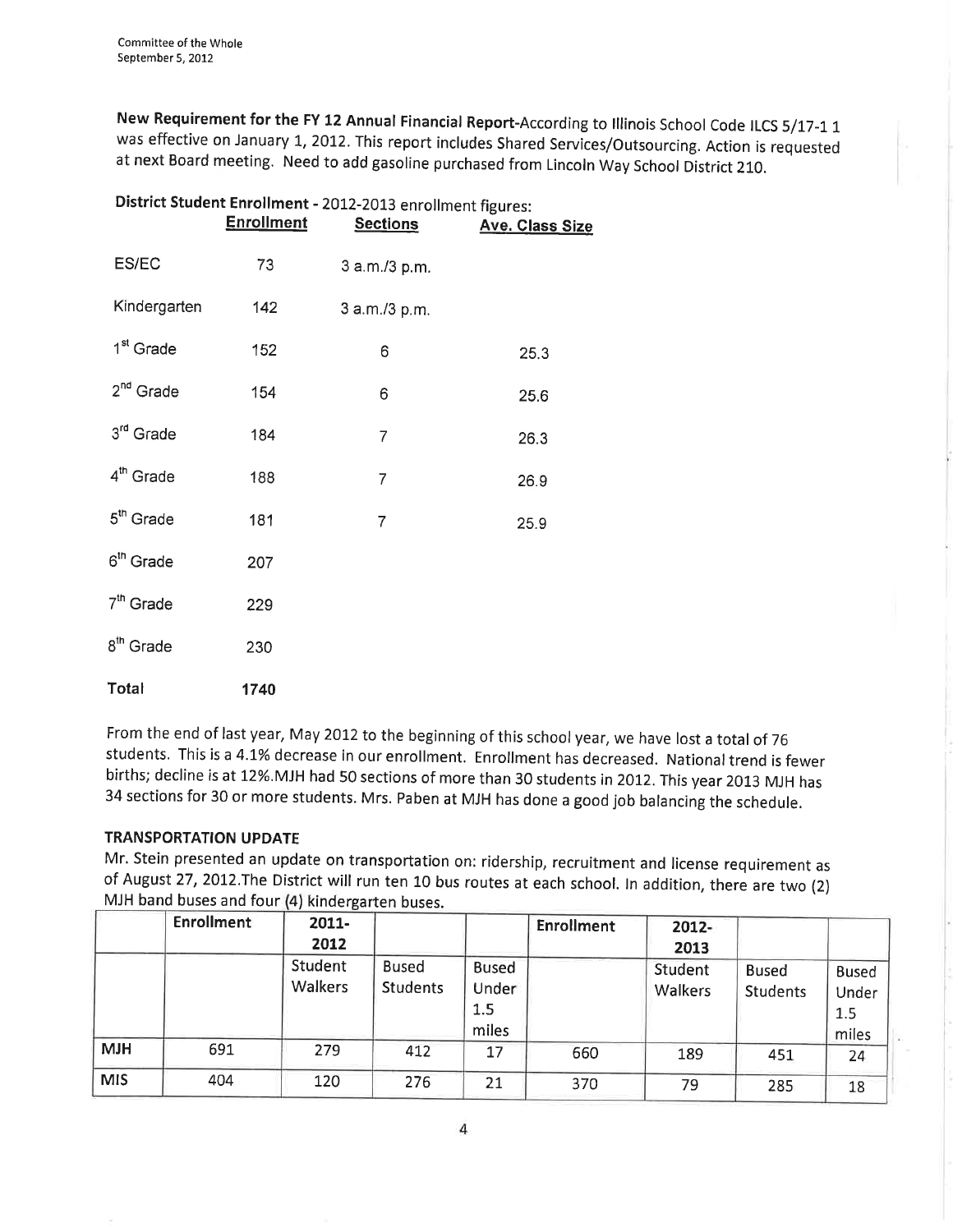**New Requirement for the FY 12 Annual Financial Report**-According to Illinois School Code ILCS 5/17-1 1 was effective on January 1, 2012. This report includes Shared Services/Outsourcing. Action is requested at next Board meeting. Need to add gasoline purchased from Lincoln Way School District 210.

**District Student Enrollment** - 2012-2013 enrollment figures:

| | Enrollment | Sections | Ave. Class Size |
|---|---|---|---|
| ES/EC | 73 | 3 a.m./3 p.m. | |
| Kindergarten | 142 | 3 a.m./3 p.m. | |
| 1st Grade | 152 | 6 | 25.3 |
| 2nd Grade | 154 | 6 | 25.6 |
| 3rd Grade | 184 | 7 | 26.3 |
| 4th Grade | 188 | 7 | 26.9 |
| 5th Grade | 181 | 7 | 25.9 |
| 6th Grade | 207 | | |
| 7th Grade | 229 | | |
| 8th Grade | 230 | | |
| **Total** | **1740** | | |

From the end of last year, May 2012 to the beginning of this school year, we have lost a total of 76 students. This is a 4.1% decrease in our enrollment. Enrollment has decreased. National trend is fewer births; decline is at 12%.MJH had 50 sections of more than 30 students in 2012. This year 2013 MJH has 34 sections for 30 or more students. Mrs. Paben at MJH has done a good job balancing the schedule.

**TRANSPORTATION UPDATE**

Mr. Stein presented an update on transportation on: ridership, recruitment and license requirement as of August 27, 2012.The District will run ten 10 bus routes at each school. In addition, there are two (2) MJH band buses and four (4) kindergarten buses.

| | Enrollment | 2011-2012 | | | Enrollment | 2012-2013 | | |
|---|---|---|---|---|---|---|---|---|
| | | Student Walkers | Bused Students | Bused Under 1.5 miles | | Student Walkers | Bused Students | Bused Under 1.5 miles |
| MJH | 691 | 279 | 412 | 17 | 660 | 189 | 451 | 24 |
| MIS | 404 | 120 | 276 | 21 | 370 | 79 | 285 | 18 |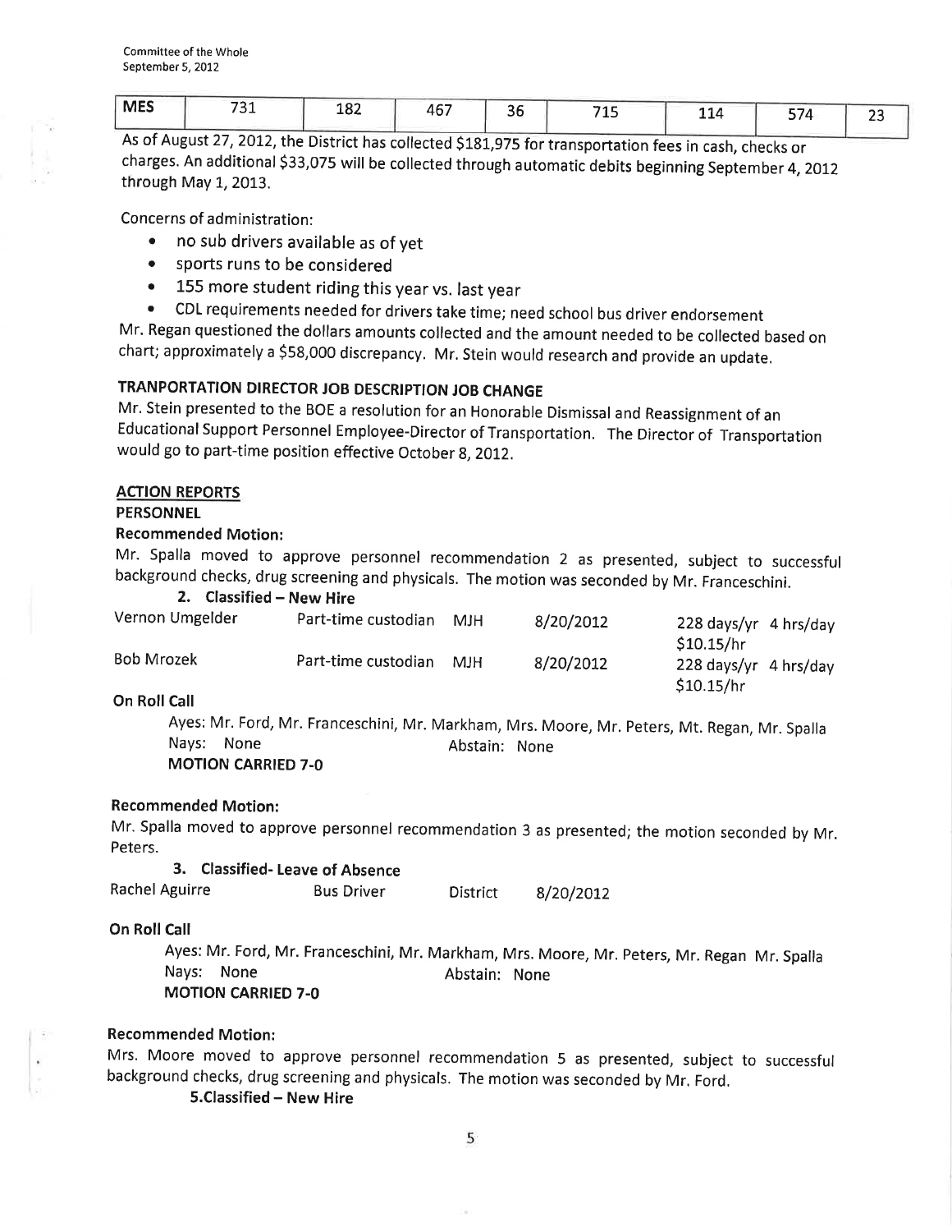| MES | 731 | 182 | 467 | 36 | 715 | 114 | 574 | 23 |
|---|---|---|---|---|---|---|---|---|

As of August 27, 2012, the District has collected $181,975 for transportation fees in cash, checks or charges. An additional $33,075 will be collected through automatic debits beginning September 4, 2012 through May 1, 2013.

Concerns of administration:

- no sub drivers available as of yet
- sports runs to be considered
- 155 more student riding this year vs. last year
- CDL requirements needed for drivers take time; need school bus driver endorsement

Mr. Regan questioned the dollars amounts collected and the amount needed to be collected based on chart; approximately a $58,000 discrepancy. Mr. Stein would research and provide an update.

**TRANPORTATION DIRECTOR JOB DESCRIPTION JOB CHANGE**

Mr. Stein presented to the BOE a resolution for an Honorable Dismissal and Reassignment of an Educational Support Personnel Employee-Director of Transportation. The Director of Transportation would go to part-time position effective October 8, 2012.

**ACTION REPORTS**

**PERSONNEL**

**Recommended Motion:**

Mr. Spalla moved to approve personnel recommendation 2 as presented, subject to successful background checks, drug screening and physicals. The motion was seconded by Mr. Franceschini.

**2. Classified – New Hire**

| | | | | |
|---|---|---|---|---|
| Vernon Umgelder | Part-time custodian | MJH | 8/20/2012 | 228 days/yr 4 hrs/day $10.15/hr |
| Bob Mrozek | Part-time custodian | MJH | 8/20/2012 | 228 days/yr 4 hrs/day $10.15/hr |

**On Roll Call**

Ayes: Mr. Ford, Mr. Franceschini, Mr. Markham, Mrs. Moore, Mr. Peters, Mt. Regan, Mr. Spalla
Nays: None Abstain: None
**MOTION CARRIED 7-0**

**Recommended Motion:**

Mr. Spalla moved to approve personnel recommendation 3 as presented; the motion seconded by Mr. Peters.

**3. Classified- Leave of Absence**

| | | | |
|---|---|---|---|
| Rachel Aguirre | Bus Driver | District | 8/20/2012 |

**On Roll Call**

Ayes: Mr. Ford, Mr. Franceschini, Mr. Markham, Mrs. Moore, Mr. Peters, Mr. Regan Mr. Spalla
Nays: None Abstain: None
**MOTION CARRIED 7-0**

**Recommended Motion:**

Mrs. Moore moved to approve personnel recommendation 5 as presented, subject to successful background checks, drug screening and physicals. The motion was seconded by Mr. Ford.

**5.Classified – New Hire**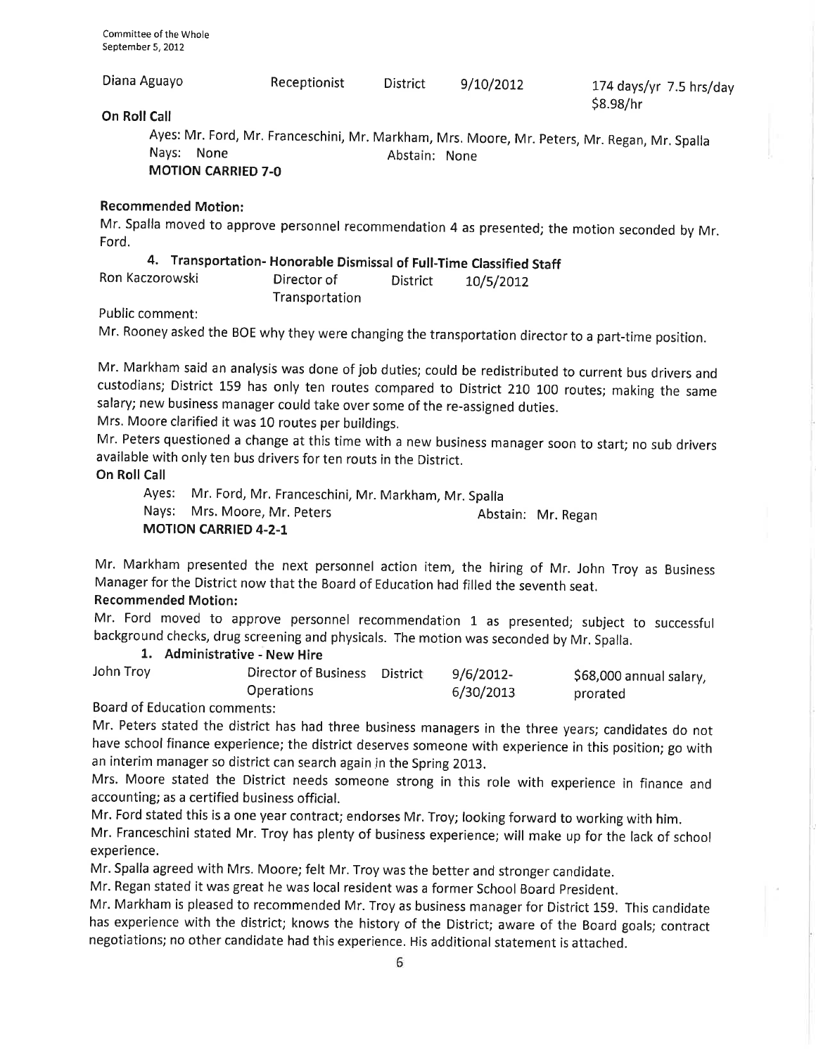| Diana Aguayo | Receptionist | District | 9/10/2012 | 174 days/yr 7.5 hrs/day $8.98/hr |
|---|---|---|---|---|

**On Roll Call**

Ayes: Mr. Ford, Mr. Franceschini, Mr. Markham, Mrs. Moore, Mr. Peters, Mr. Regan, Mr. Spalla
Nays: None Abstain: None
**MOTION CARRIED 7-0**

**Recommended Motion:**

Mr. Spalla moved to approve personnel recommendation 4 as presented; the motion seconded by Mr. Ford.

**4. Transportation- Honorable Dismissal of Full-Time Classified Staff**

| Ron Kaczorowski | Director of Transportation | District | 10/5/2012 |
|---|---|---|---|

Public comment:

Mr. Rooney asked the BOE why they were changing the transportation director to a part-time position.

Mr. Markham said an analysis was done of job duties; could be redistributed to current bus drivers and custodians; District 159 has only ten routes compared to District 210 100 routes; making the same salary; new business manager could take over some of the re-assigned duties.
Mrs. Moore clarified it was 10 routes per buildings.
Mr. Peters questioned a change at this time with a new business manager soon to start; no sub drivers available with only ten bus drivers for ten routs in the District.

**On Roll Call**

Ayes: Mr. Ford, Mr. Franceschini, Mr. Markham, Mr. Spalla
Nays: Mrs. Moore, Mr. Peters Abstain: Mr. Regan
**MOTION CARRIED 4-2-1**

Mr. Markham presented the next personnel action item, the hiring of Mr. John Troy as Business Manager for the District now that the Board of Education had filled the seventh seat.

**Recommended Motion:**

Mr. Ford moved to approve personnel recommendation 1 as presented; subject to successful background checks, drug screening and physicals. The motion was seconded by Mr. Spalla.

**1. Administrative - New Hire**

| John Troy | Director of Business Operations | District | 9/6/2012-6/30/2013 | $68,000 annual salary, prorated |
|---|---|---|---|---|

Board of Education comments:

Mr. Peters stated the district has had three business managers in the three years; candidates do not have school finance experience; the district deserves someone with experience in this position; go with an interim manager so district can search again in the Spring 2013.
Mrs. Moore stated the District needs someone strong in this role with experience in finance and accounting; as a certified business official.
Mr. Ford stated this is a one year contract; endorses Mr. Troy; looking forward to working with him.
Mr. Franceschini stated Mr. Troy has plenty of business experience; will make up for the lack of school experience.
Mr. Spalla agreed with Mrs. Moore; felt Mr. Troy was the better and stronger candidate.
Mr. Regan stated it was great he was local resident was a former School Board President.
Mr. Markham is pleased to recommended Mr. Troy as business manager for District 159. This candidate has experience with the district; knows the history of the District; aware of the Board goals; contract negotiations; no other candidate had this experience. His additional statement is attached.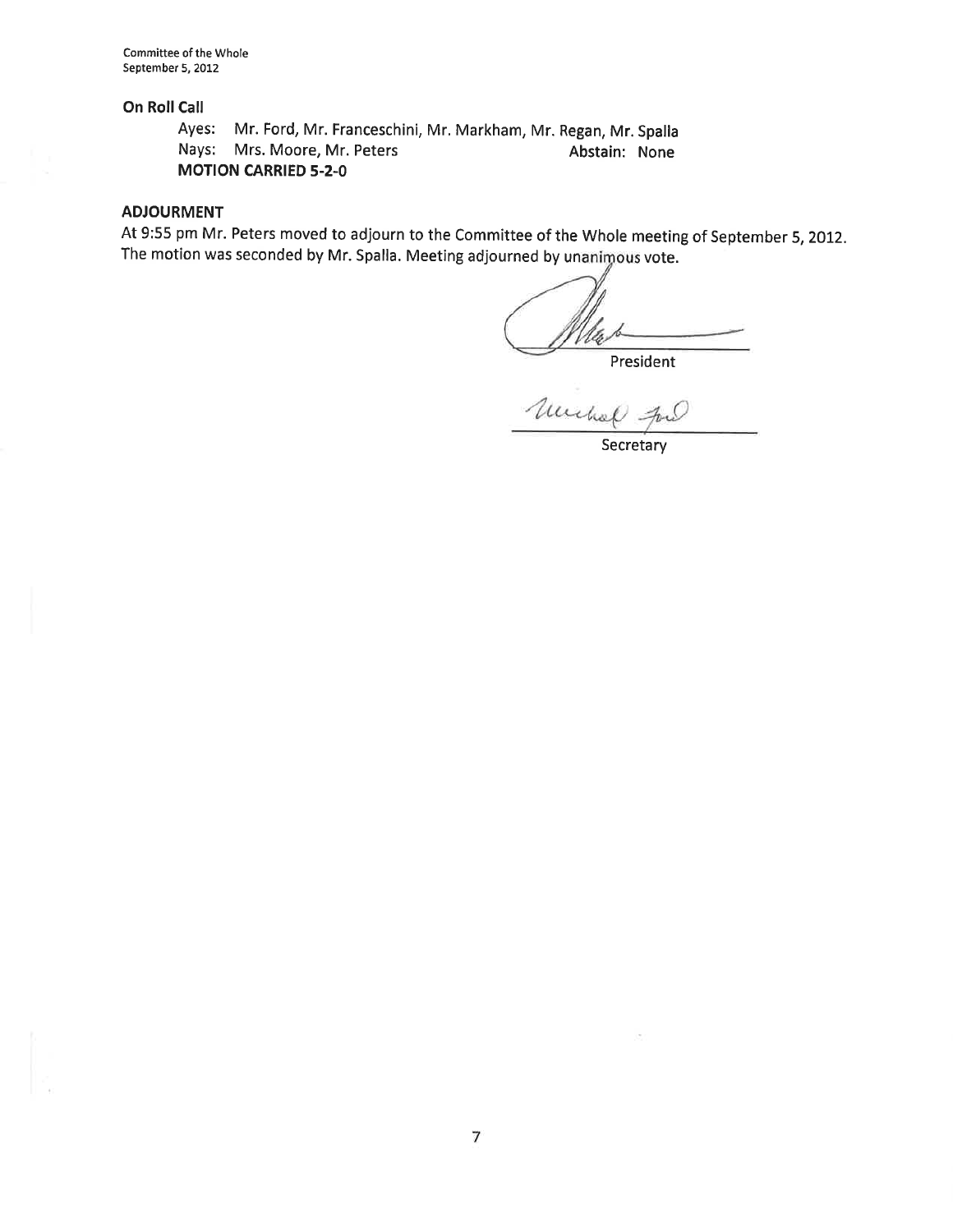**On Roll Call**

Ayes: Mr. Ford, Mr. Franceschini, Mr. Markham, Mr. Regan, Mr. Spalla
Nays: Mrs. Moore, Mr. Peters                                        Abstain: None
**MOTION CARRIED 5-2-0**

**ADJOURMENT**

At 9:55 pm Mr. Peters moved to adjourn to the Committee of the Whole meeting of September 5, 2012. The motion was seconded by Mr. Spalla. Meeting adjourned by unanimous vote.

President

Secretary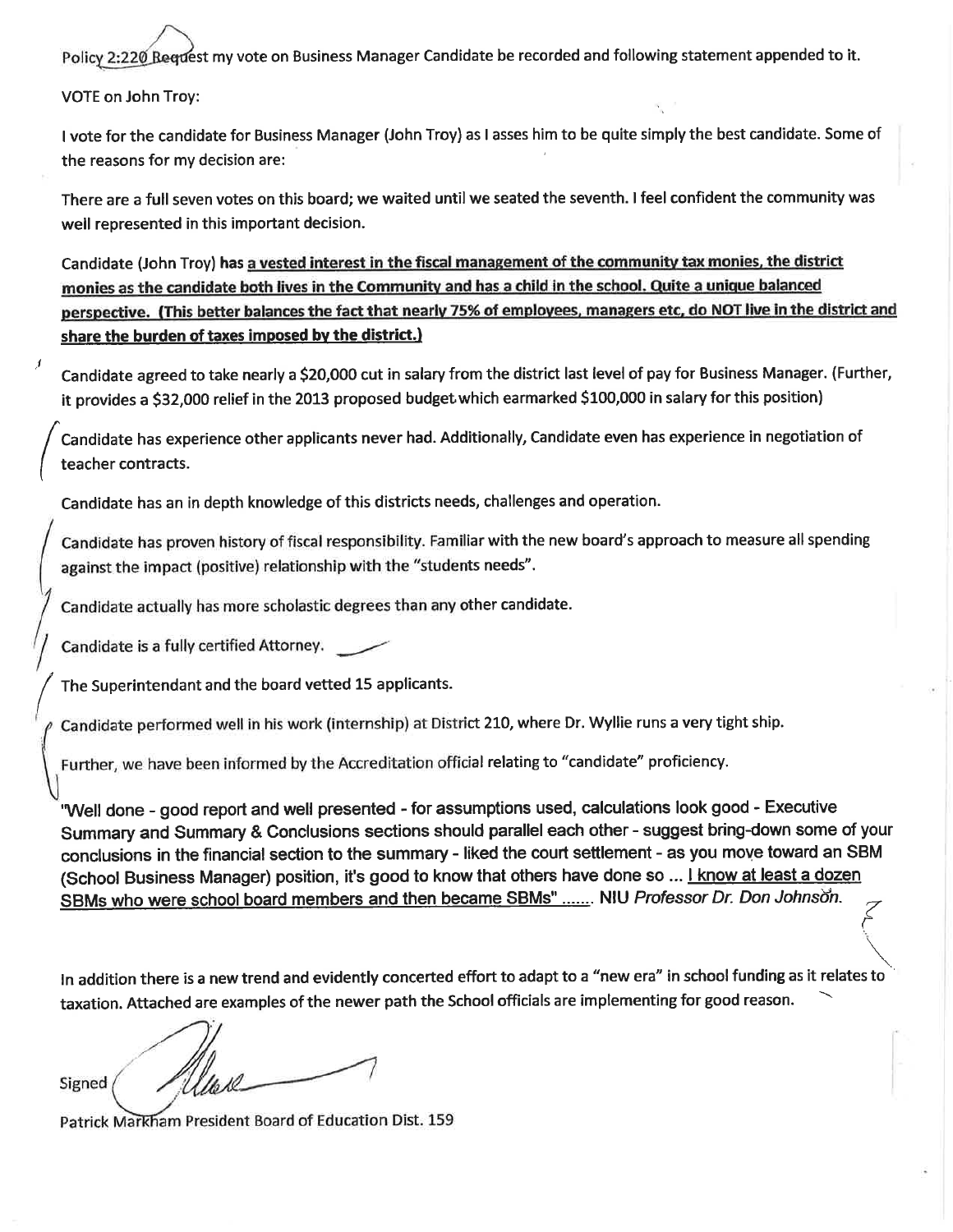Policy 2:220 Request my vote on Business Manager Candidate be recorded and following statement appended to it.

VOTE on John Troy:

I vote for the candidate for Business Manager (John Troy) as I asses him to be quite simply the best candidate. Some of the reasons for my decision are:

There are a full seven votes on this board; we waited until we seated the seventh. I feel confident the community was well represented in this important decision.

Candidate (John Troy) has **a vested interest in the fiscal management of the community tax monies, the district monies as the candidate both lives in the Community and has a child in the school. Quite a unique balanced perspective. (This better balances the fact that nearly 75% of employees, managers etc. do NOT live in the district and share the burden of taxes imposed by the district.)**

Candidate agreed to take nearly a $20,000 cut in salary from the district last level of pay for Business Manager. (Further, it provides a $32,000 relief in the 2013 proposed budget which earmarked $100,000 in salary for this position)

Candidate has experience other applicants never had. Additionally, Candidate even has experience in negotiation of teacher contracts.

Candidate has an in depth knowledge of this districts needs, challenges and operation.

Candidate has proven history of fiscal responsibility. Familiar with the new board's approach to measure all spending against the impact (positive) relationship with the "students needs".

Candidate actually has more scholastic degrees than any other candidate.

Candidate is a fully certified Attorney.

The Superintendant and the board vetted 15 applicants.

Candidate performed well in his work (internship) at District 210, where Dr. Wyllie runs a very tight ship.

Further, we have been informed by the Accreditation official relating to "candidate" proficiency.

"Well done - good report and well presented - for assumptions used, calculations look good - Executive Summary and Summary & Conclusions sections should parallel each other - suggest bring-down some of your conclusions in the financial section to the summary - liked the court settlement - as you move toward an SBM (School Business Manager) position, it's good to know that others have done so ... I know at least a dozen SBMs who were school board members and then became SBMs" ....... NIU *Professor Dr. Don Johnson.*

In addition there is a new trend and evidently concerted effort to adapt to a "new era" in school funding as it relates to taxation. Attached are examples of the newer path the School officials are implementing for good reason.

Signed

Patrick Markham President Board of Education Dist. 159